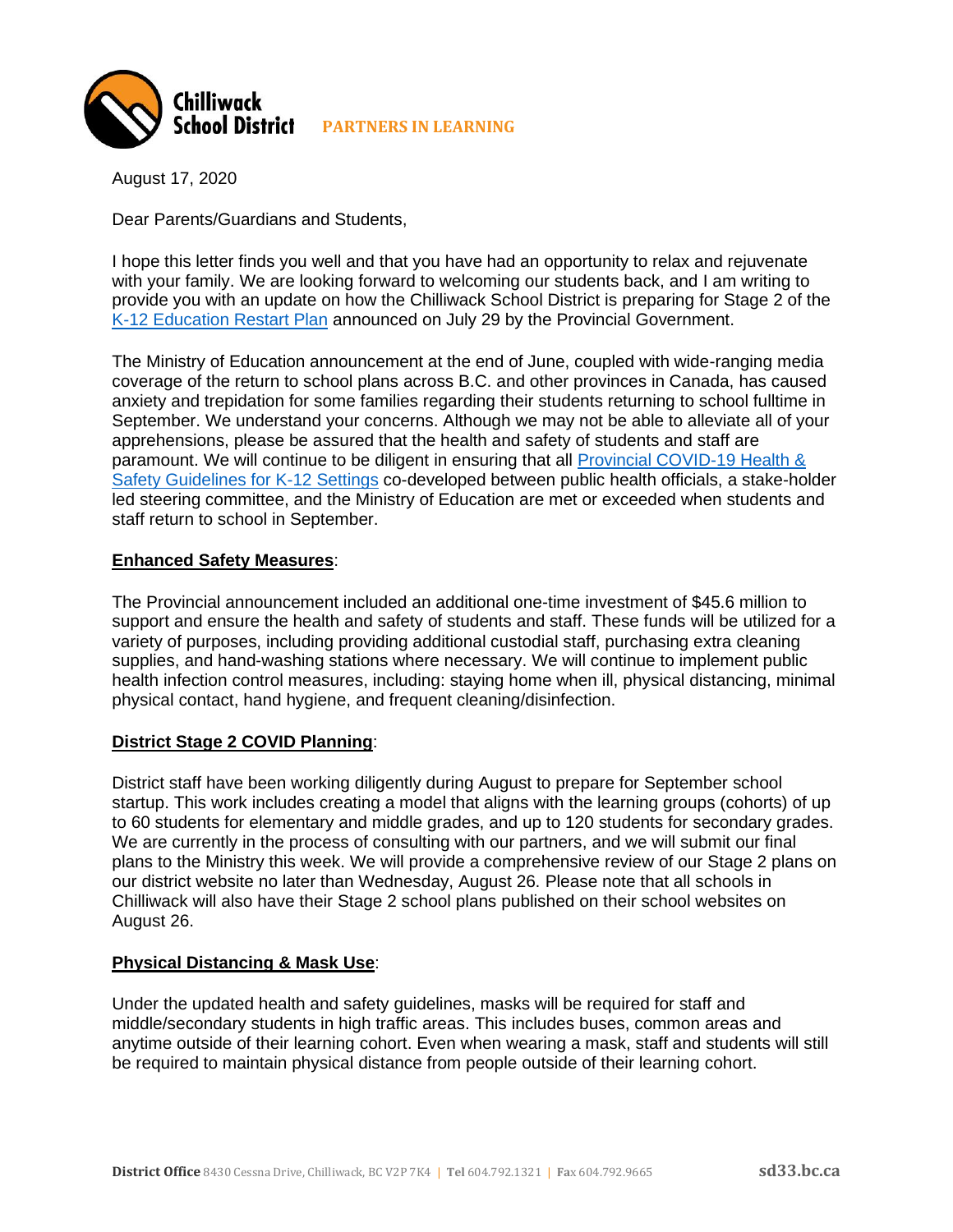**Chilliwack School District** PARTNERS IN LEARNING

August 17, 2020

Dear Parents/Guardians and Students,

I hope this letter finds you well and that you have had an opportunity to relax and rejuvenate with your family. We are looking forward to welcoming our students back, and I am writing to provide you with an update on how the Chilliwack School District is preparing for Stage 2 of the K-12 Education Restart Plan announced on July 29 by the Provincial Government.

The Ministry of Education announcement at the end of June, coupled with wide-ranging media coverage of the return to school plans across B.C. and other provinces in Canada, has caused anxiety and trepidation for some families regarding their students returning to school fulltime in September. We understand your concerns. Although we may not be able to alleviate all of your apprehensions, please be assured that the health and safety of students and staff are paramount. We will continue to be diligent in ensuring that all Provincial COVID-19 Health & Safety Guidelines for K-12 Settings co-developed between public health officials, a stake-holder led steering committee, and the Ministry of Education are met or exceeded when students and staff return to school in September.

**Enhanced Safety Measures**:

The Provincial announcement included an additional one-time investment of $45.6 million to support and ensure the health and safety of students and staff. These funds will be utilized for a variety of purposes, including providing additional custodial staff, purchasing extra cleaning supplies, and hand-washing stations where necessary. We will continue to implement public health infection control measures, including: staying home when ill, physical distancing, minimal physical contact, hand hygiene, and frequent cleaning/disinfection.

**District Stage 2 COVID Planning**:

District staff have been working diligently during August to prepare for September school startup. This work includes creating a model that aligns with the learning groups (cohorts) of up to 60 students for elementary and middle grades, and up to 120 students for secondary grades. We are currently in the process of consulting with our partners, and we will submit our final plans to the Ministry this week. We will provide a comprehensive review of our Stage 2 plans on our district website no later than Wednesday, August 26. Please note that all schools in Chilliwack will also have their Stage 2 school plans published on their school websites on August 26.

**Physical Distancing & Mask Use**:

Under the updated health and safety guidelines, masks will be required for staff and middle/secondary students in high traffic areas. This includes buses, common areas and anytime outside of their learning cohort. Even when wearing a mask, staff and students will still be required to maintain physical distance from people outside of their learning cohort.

**District Office** 8430 Cessna Drive, Chilliwack, BC V2P 7K4 | **Tel** 604.792.1321 | **Fax** 604.792.9665 **sd33.bc.ca**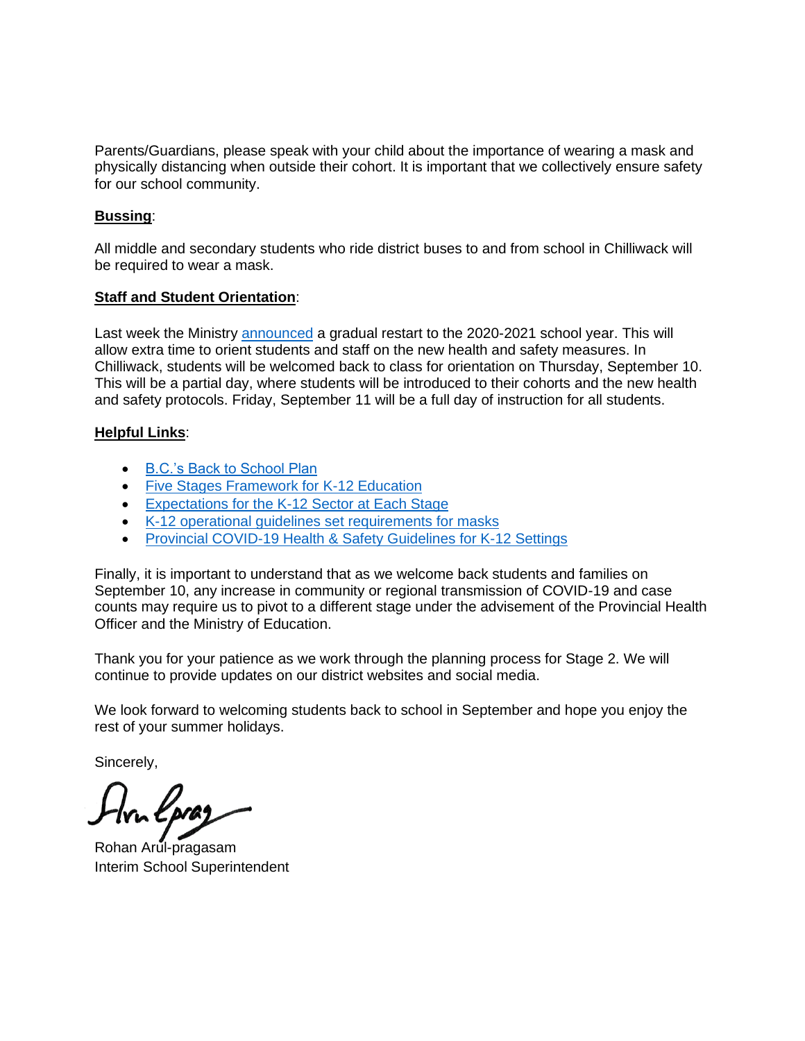Parents/Guardians, please speak with your child about the importance of wearing a mask and physically distancing when outside their cohort. It is important that we collectively ensure safety for our school community.

**Bussing**:

All middle and secondary students who ride district buses to and from school in Chilliwack will be required to wear a mask.

**Staff and Student Orientation**:

Last week the Ministry announced a gradual restart to the 2020-2021 school year. This will allow extra time to orient students and staff on the new health and safety measures. In Chilliwack, students will be welcomed back to class for orientation on Thursday, September 10. This will be a partial day, where students will be introduced to their cohorts and the new health and safety protocols. Friday, September 11 will be a full day of instruction for all students.

**Helpful Links**:

- B.C.'s Back to School Plan
- Five Stages Framework for K-12 Education
- Expectations for the K-12 Sector at Each Stage
- K-12 operational guidelines set requirements for masks
- Provincial COVID-19 Health & Safety Guidelines for K-12 Settings

Finally, it is important to understand that as we welcome back students and families on September 10, any increase in community or regional transmission of COVID-19 and case counts may require us to pivot to a different stage under the advisement of the Provincial Health Officer and the Ministry of Education.

Thank you for your patience as we work through the planning process for Stage 2. We will continue to provide updates on our district websites and social media.

We look forward to welcoming students back to school in September and hope you enjoy the rest of your summer holidays.

Sincerely,

Rohan Arul-pragasam
Interim School Superintendent